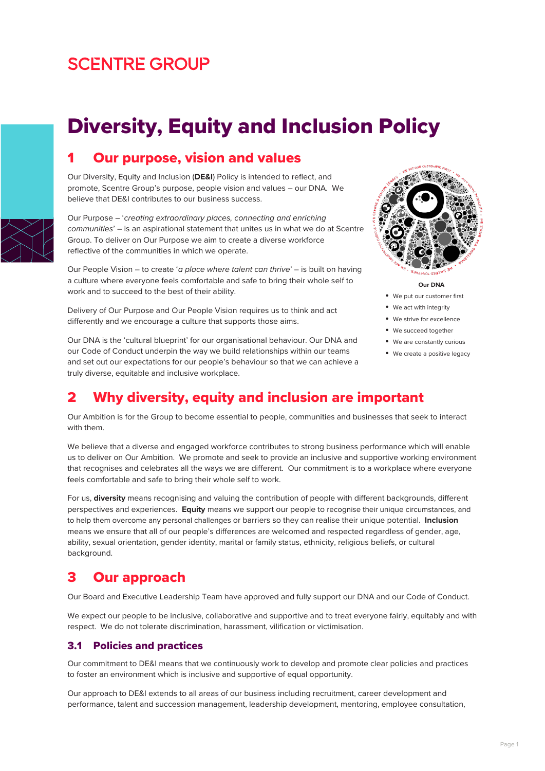SCENTRE GROUP

# Diversity, Equity and Inclusion Policy

## 1 Our purpose, vision and values

Our Diversity, Equity and Inclusion (**DE&I**) Policy is intended to reflect, and promote, Scentre Group's purpose, people vision and values – our DNA. We believe that DE&I contributes to our business success.

Our Purpose – '*creating extraordinary places, connecting and enriching communities*' – is an aspirational statement that unites us in what we do at Scentre Group. To deliver on Our Purpose we aim to create a diverse workforce reflective of the communities in which we operate.

Our People Vision – to create '*a place where talent can thrive*' – is built on having a culture where everyone feels comfortable and safe to bring their whole self to work and to succeed to the best of their ability.

Delivery of Our Purpose and Our People Vision requires us to think and act differently and we encourage a culture that supports those aims.

Our DNA is the 'cultural blueprint' for our organisational behaviour. Our DNA and our Code of Conduct underpin the way we build relationships within our teams and set out our expectations for our people's behaviour so that we can achieve a truly diverse, equitable and inclusive workplace.

**Our DNA**

- We put our customer first
- We act with integrity
- We strive for excellence
- We succeed together
- We are constantly curious
- We create a positive legacy

## 2 Why diversity, equity and inclusion are important

Our Ambition is for the Group to become essential to people, communities and businesses that seek to interact with them.

We believe that a diverse and engaged workforce contributes to strong business performance which will enable us to deliver on Our Ambition. We promote and seek to provide an inclusive and supportive working environment that recognises and celebrates all the ways we are different. Our commitment is to a workplace where everyone feels comfortable and safe to bring their whole self to work.

For us, **diversity** means recognising and valuing the contribution of people with different backgrounds, different perspectives and experiences. **Equity** means we support our people to recognise their unique circumstances, and to help them overcome any personal challenges or barriers so they can realise their unique potential. **Inclusion** means we ensure that all of our people's differences are welcomed and respected regardless of gender, age, ability, sexual orientation, gender identity, marital or family status, ethnicity, religious beliefs, or cultural background.

## 3 Our approach

Our Board and Executive Leadership Team have approved and fully support our DNA and our Code of Conduct.

We expect our people to be inclusive, collaborative and supportive and to treat everyone fairly, equitably and with respect. We do not tolerate discrimination, harassment, vilification or victimisation.

### 3.1 Policies and practices

Our commitment to DE&I means that we continuously work to develop and promote clear policies and practices to foster an environment which is inclusive and supportive of equal opportunity.

Our approach to DE&I extends to all areas of our business including recruitment, career development and performance, talent and succession management, leadership development, mentoring, employee consultation,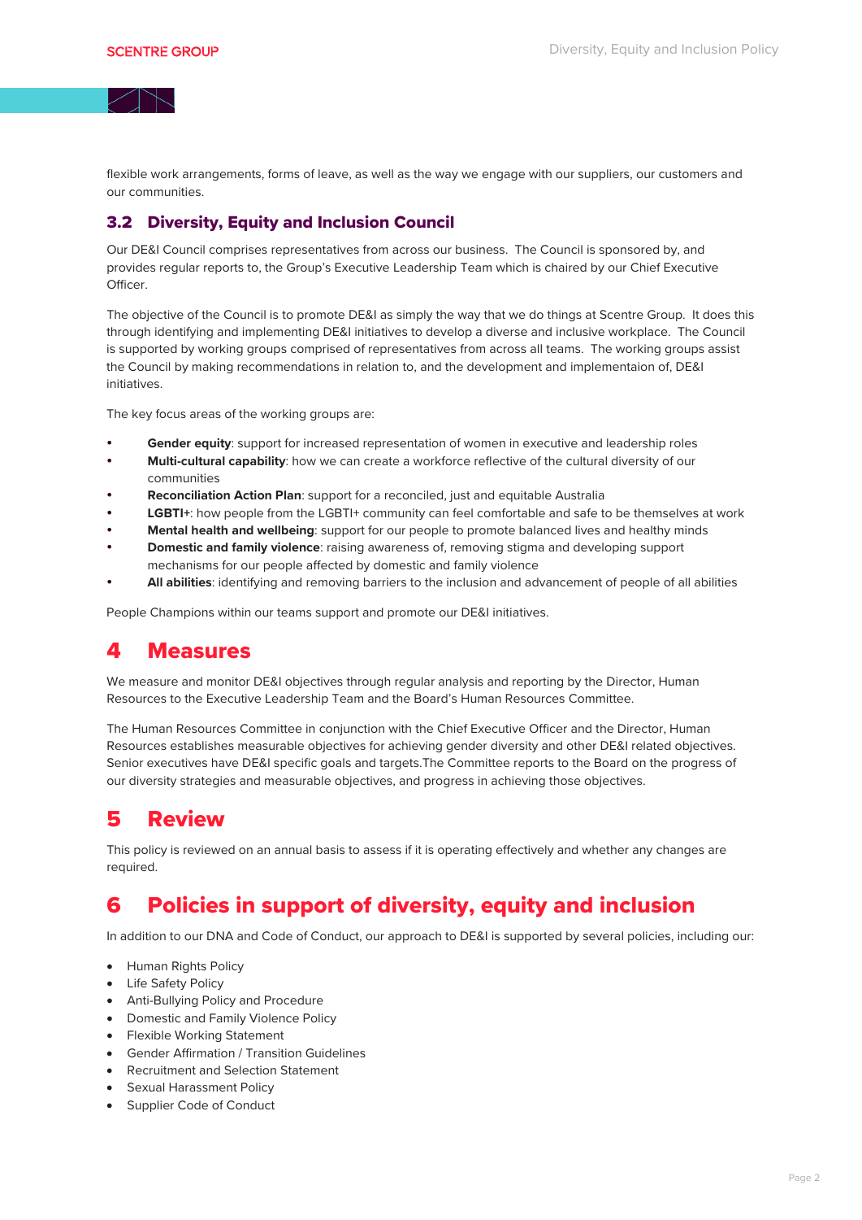flexible work arrangements, forms of leave, as well as the way we engage with our suppliers, our customers and our communities.

### 3.2 Diversity, Equity and Inclusion Council

Our DE&I Council comprises representatives from across our business. The Council is sponsored by, and provides regular reports to, the Group's Executive Leadership Team which is chaired by our Chief Executive Officer.

The objective of the Council is to promote DE&I as simply the way that we do things at Scentre Group. It does this through identifying and implementing DE&I initiatives to develop a diverse and inclusive workplace. The Council is supported by working groups comprised of representatives from across all teams. The working groups assist the Council by making recommendations in relation to, and the development and implementaion of, DE&I initiatives.

The key focus areas of the working groups are:

- **Gender equity**: support for increased representation of women in executive and leadership roles
- **Multi-cultural capability**: how we can create a workforce reflective of the cultural diversity of our communities
- **Reconciliation Action Plan**: support for a reconciled, just and equitable Australia
- **LGBTI+**: how people from the LGBTI+ community can feel comfortable and safe to be themselves at work
- **Mental health and wellbeing**: support for our people to promote balanced lives and healthy minds
- **Domestic and family violence**: raising awareness of, removing stigma and developing support mechanisms for our people affected by domestic and family violence
- **All abilities**: identifying and removing barriers to the inclusion and advancement of people of all abilities

People Champions within our teams support and promote our DE&I initiatives.

## 4 Measures

We measure and monitor DE&I objectives through regular analysis and reporting by the Director, Human Resources to the Executive Leadership Team and the Board's Human Resources Committee.

The Human Resources Committee in conjunction with the Chief Executive Officer and the Director, Human Resources establishes measurable objectives for achieving gender diversity and other DE&I related objectives. Senior executives have DE&I specific goals and targets.The Committee reports to the Board on the progress of our diversity strategies and measurable objectives, and progress in achieving those objectives.

## 5 Review

This policy is reviewed on an annual basis to assess if it is operating effectively and whether any changes are required.

## 6 Policies in support of diversity, equity and inclusion

In addition to our DNA and Code of Conduct, our approach to DE&I is supported by several policies, including our:

- Human Rights Policy
- Life Safety Policy
- Anti-Bullying Policy and Procedure
- Domestic and Family Violence Policy
- Flexible Working Statement
- Gender Affirmation / Transition Guidelines
- Recruitment and Selection Statement
- Sexual Harassment Policy
- Supplier Code of Conduct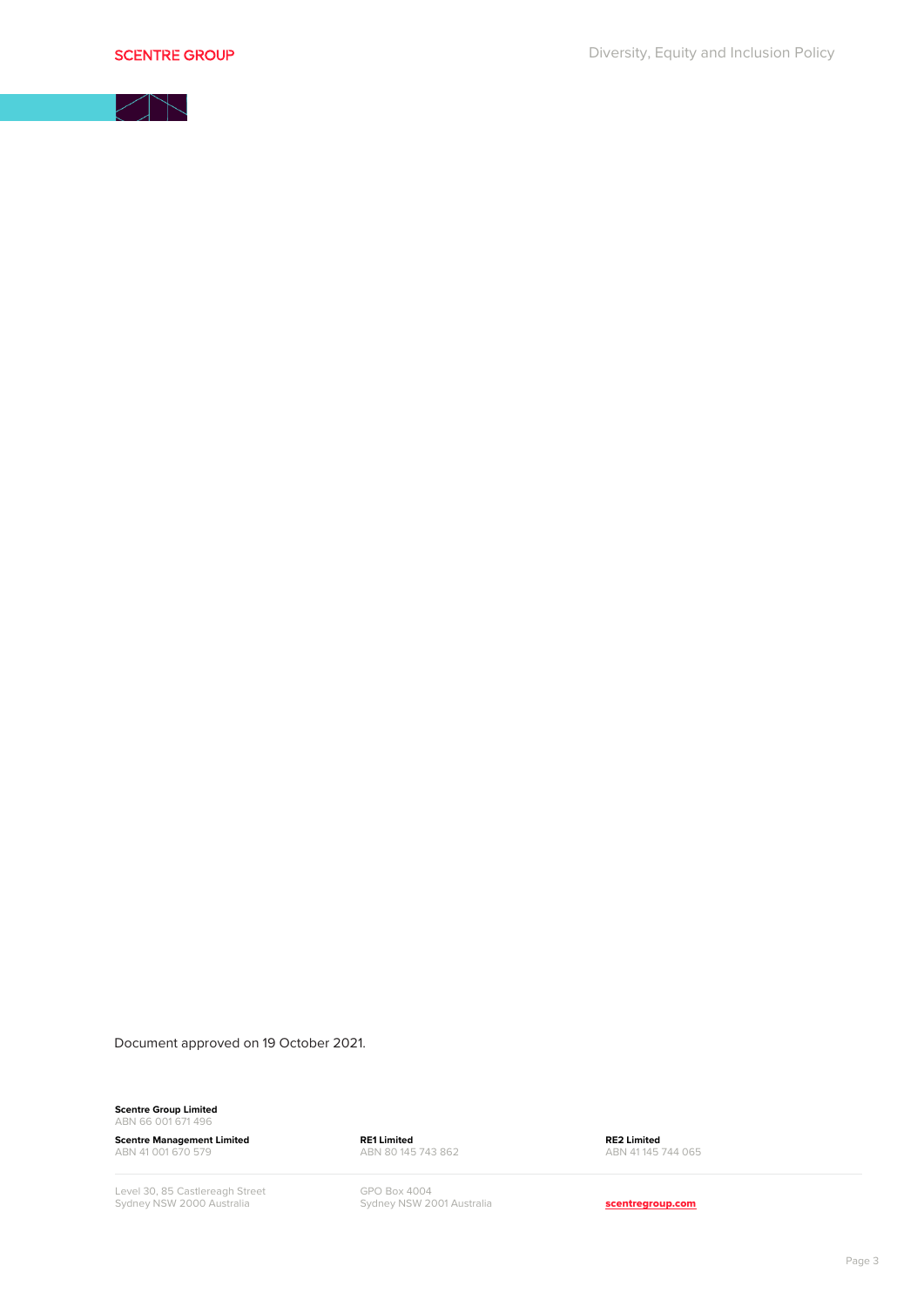Document approved on 19 October 2021.

**Scentre Group Limited**
ABN 66 001 671 496

**Scentre Management Limited**
ABN 41 001 670 579

**RE1 Limited**
ABN 80 145 743 862

**RE2 Limited**
ABN 41 145 744 065

Level 30, 85 Castlereagh Street
Sydney NSW 2000 Australia

GPO Box 4004
Sydney NSW 2001 Australia

**scentregroup.com**